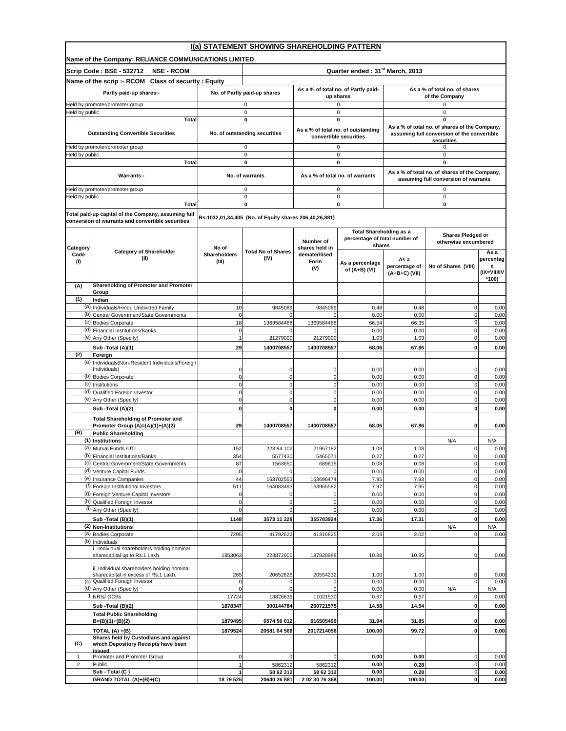# I(a) STATEMENT SHOWING SHAREHOLDING PATTERN

**Name of the Company: RELIANCE COMMUNICATIONS LIMITED**

**Scrip Code : BSE - 532712 NSE - RCOM** | **Quarter ended : 31st March, 2013**

**Name of the scrip :- RCOM Class of security : Equity**

| Partly paid-up shares:- | No. of Partly paid-up shares | As a % of total no. of Partly paid-up shares | As a % of total no. of shares of the Company |
|---|---|---|---|
| Held by promoter/promoter group | 0 | 0 | 0 |
| Held by public | 0 | 0 | 0 |
| **Total** | **0** | **0** | **0** |

| Outstanding Convertible Securities | No. of outstanding securities | As a % of total no. of outstanding convertible securities | As a % of total no. of shares of the Company, assuming full conversion of the convertible securities |
|---|---|---|---|
| Held by promoter/promoter group | 0 | 0 | 0 |
| Held by public | 0 | 0 | 0 |
| **Total** | **0** | **0** | **0** |

| Warrants:- | No. of warrants | As a % of total no. of warrants | As a % of total no. of shares of the Company, assuming full conversion of warrants |
|---|---|---|---|
| Held by promoter/promoter group | 0 | 0 | 0 |
| Held by public | 0 | 0 | 0 |
| **Total** | **0** | **0** | **0** |

**Total paid-up capital of the Company, assuming full conversion of warrants and convertible securities:** Rs.1032,01,34,405 (No. of Equity shares 206,40,26,881)

| Category Code (I) | Category of Shareholder (II) | No of Shareholders (III) | Total No of Shares (IV) | Number of shares held in dematerilised Form (V) | Total Shareholding as a percentage of total number of shares | | Shares Pledged or otherwise encumbered | |
|---|---|---|---|---|---|---|---|---|
| | | | | | As a percentage of (A+B) (VI) | As a percentage of (A+B+C) (VII) | No of Shares (VIII) | As a percentage (IX=VIII/IV *100) |
| **(A)** | **Shareholding of Promoter and Promoter Group** | | | | | | | |
| **(1)** | **Indian** | | | | | | | |
| (a) | Individuals/Hindu Undivided Family | 10 | 9845089 | 9845089 | 0.48 | 0.48 | 0 | 0.00 |
| (b) | Central Government/State Governments | 0 | 0 | 0 | 0.00 | 0.00 | 0 | 0.00 |
| (c) | Bodies Corporate | 18 | 1369584468 | 1369584468 | 66.54 | 66.35 | 0 | 0.00 |
| (d) | Financial Institutions/Banks | 0 | 0 | 0 | 0.00 | 0.00 | 0 | 0.00 |
| (e) | Any Other (Specify) | 1 | 21279000 | 21279000 | 1.03 | 1.03 | 0 | 0.00 |
| | **Sub -Total (A)(1)** | **29** | **1400708557** | **1400708557** | **68.06** | **67.86** | **0** | **0.00** |
| **(2)** | **Foreign** | | | | | | | |
| (a) | Individuals(Non-Resident Individuals/Foreign Individuals) | 0 | 0 | 0 | 0.00 | 0.00 | 0 | 0.00 |
| (b) | Bodies Corporate | 0 | 0 | 0 | 0.00 | 0.00 | 0 | 0.00 |
| (c) | Institutions | 0 | 0 | 0 | 0.00 | 0.00 | 0 | 0.00 |
| (d) | Qualified Foreign Investor | 0 | 0 | 0 | 0.00 | 0.00 | 0 | 0.00 |
| (e) | Any Other (Specify) | 0 | 0 | 0 | 0.00 | 0.00 | 0 | 0.00 |
| | **Sub -Total (A)(2)** | **0** | **0** | **0** | **0.00** | **0.00** | **0** | **0.00** |
| | **Total Shareholding of Promoter and Promoter Group (A)=(A)(1)+(A)(2)** | **29** | **1400708557** | **1400708557** | **68.06** | **67.86** | **0** | **0.00** |
| **(B)** | **Public Shareholding** | | | | | | | |
| **(1)** | **Institutions** | | | | | | N/A | N/A |
| (a) | Mutual Funds /UTI | 152 | 223 84 102 | 21967182 | 1.09 | 1.08 | 0 | 0.00 |
| (b) | Financial Institutions/Banks | 354 | 5577430 | 5465071 | 0.27 | 0.27 | 0 | 0.00 |
| (c) | Central Government/State Governments | 87 | 1563650 | 689615 | 0.08 | 0.08 | 0 | 0.00 |
| (d) | Venture Capital Funds | 0 | 0 | 0 | 0.00 | 0.00 | 0 | 0.00 |
| (e) | Insurance Companies | 44 | 163702553 | 163696474 | 7.95 | 7.93 | 0 | 0.00 |
| (f) | Foreign Institutional Investors | 511 | 164083493 | 163965582 | 7.97 | 7.95 | 0 | 0.00 |
| (g) | Foreign Venture Capital Investors | 0 | 0 | 0 | 0.00 | 0.00 | 0 | 0.00 |
| (h) | Qualified Foreign Investor | 0 | 0 | 0 | 0.00 | 0.00 | 0 | 0.00 |
| (i) | Any Other (Specify) | 0 | 0 | 0 | 0.00 | 0.00 | 0 | 0.00 |
| | **Sub -Total (B)(1)** | **1148** | **3573 11 228** | **355783924** | **17.36** | **17.31** | **0** | **0.00** |
| **(2)** | **Non-Institutions** | | | | | | N/A | N/A |
| (a) | Bodies Corporate | 7295 | 41792622 | 41316825 | 2.03 | 2.02 | 0 | 0.00 |
| (b) | Individuals | | | | | | | |
| | i. Individual shareholders holding nominal sharecapital up to Rs.1 Lakh. | 1853063 | 223872900 | 187828988 | 10.88 | 10.85 | 0 | 0.00 |
| | ii. Individual shareholders holding nominal sharecapital in excess of Rs.1 Lakh. | 265 | 20652626 | 20554232 | 1.00 | 1.00 | 0 | 0.00 |
| (c) | Qualified Foreign Investor | 0 | 0 | 0 | 0.00 | 0.00 | 0 | 0.00 |
| (d) | Any Other (Specify) | 0 | 0 | 0 | 0.00 | 0.00 | N/A | N/A |
| 1 | NRIs/ OCBs | 17724 | 13826636 | 11021530 | 0.67 | 0.67 | 0 | 0.00 |
| | **Sub -Total (B)(2)** | **1878347** | **300144784** | **260721575** | **14.58** | **14.54** | **0** | **0.00** |
| | **Total Public Shareholding B=(B)(1)+(B)(2)** | **1879495** | **6574 56 012** | **616505499** | **31.94** | **31.85** | **0** | **0.00** |
| | **TOTAL (A) +(B)** | **1879524** | **20581 64 569** | **2017214056** | **100.00** | **99.72** | **0** | **0.00** |
| **(C)** | **Shares held by Custodians and against which Depository Receipts have been issued** | | | | | | | |
| 1 | Promoter and Promoter Group | 0 | 0 | 0 | **0.00** | **0.00** | 0 | 0.00 |
| 2 | Public | 1 | 5862312 | 5862312 | 0.00 | **0.28** | 0 | 0.00 |
| | **Sub - Total (C )** | **1** | **58 62 312** | **58 62 312** | **0.00** | **0.28** | 0 | **0.00** |
| | **GRAND TOTAL (A)+(B)+(C)** | **18 79 525** | **20640 26 881** | **2 02 30 76 368** | **100.00** | **100.00** | **0** | **0.00** |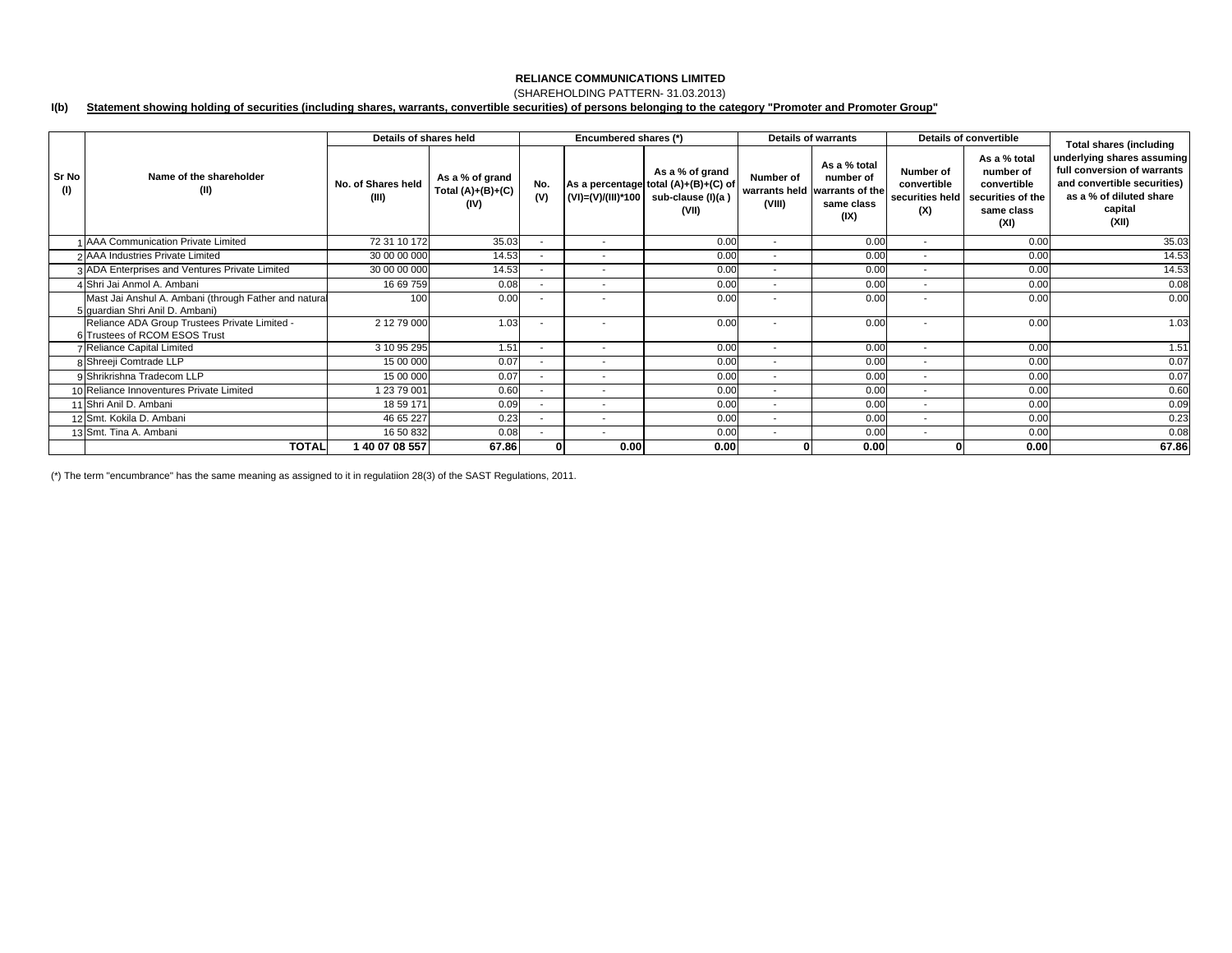**RELIANCE COMMUNICATIONS LIMITED**

(SHAREHOLDING PATTERN- 31.03.2013)

**I(b) Statement showing holding of securities (including shares, warrants, convertible securities) of persons belonging to the category "Promoter and Promoter Group"**

| Sr No (I) | Name of the shareholder (II) | Details of shares held | | Encumbered shares (*) | | | Details of warrants | | Details of convertible | | Total shares (including underlying shares assuming full conversion of warrants and convertible securities) as a % of diluted share capital (XII) |
|---|---|---|---|---|---|---|---|---|---|---|---|
| | | No. of Shares held (III) | As a % of grand Total (A)+(B)+(C) (IV) | No. (V) | As a percentage (VI)=(V)/(III)*100 | As a % of grand total (A)+(B)+(C) of sub-clause (I)(a ) (VII) | Number of warrants held (VIII) | As a % total number of warrants of the same class (IX) | Number of convertible securities held (X) | As a % total number of convertible securities of the same class (XI) | |
| 1 | AAA Communication Private Limited | 72 31 10 172 | 35.03 | - | - | 0.00 | - | 0.00 | - | 0.00 | 35.03 |
| 2 | AAA Industries Private Limited | 30 00 00 000 | 14.53 | - | - | 0.00 | - | 0.00 | - | 0.00 | 14.53 |
| 3 | ADA Enterprises and Ventures Private Limited | 30 00 00 000 | 14.53 | - | - | 0.00 | - | 0.00 | - | 0.00 | 14.53 |
| 4 | Shri Jai Anmol A. Ambani | 16 69 759 | 0.08 | - | - | 0.00 | - | 0.00 | - | 0.00 | 0.08 |
| 5 | Mast Jai Anshul A. Ambani (through Father and natural guardian Shri Anil D. Ambani) | 100 | 0.00 | - | - | 0.00 | - | 0.00 | - | 0.00 | 0.00 |
| 6 | Reliance ADA Group Trustees Private Limited - Trustees of RCOM ESOS Trust | 2 12 79 000 | 1.03 | - | - | 0.00 | - | 0.00 | - | 0.00 | 1.03 |
| 7 | Reliance Capital Limited | 3 10 95 295 | 1.51 | - | - | 0.00 | - | 0.00 | - | 0.00 | 1.51 |
| 8 | Shreeji Comtrade LLP | 15 00 000 | 0.07 | - | - | 0.00 | - | 0.00 | - | 0.00 | 0.07 |
| 9 | Shrikrishna Tradecom LLP | 15 00 000 | 0.07 | - | - | 0.00 | - | 0.00 | - | 0.00 | 0.07 |
| 10 | Reliance Innoventures Private Limited | 1 23 79 001 | 0.60 | - | - | 0.00 | - | 0.00 | - | 0.00 | 0.60 |
| 11 | Shri Anil D. Ambani | 18 59 171 | 0.09 | - | - | 0.00 | - | 0.00 | - | 0.00 | 0.09 |
| 12 | Smt. Kokila D. Ambani | 46 65 227 | 0.23 | - | - | 0.00 | - | 0.00 | - | 0.00 | 0.23 |
| 13 | Smt. Tina A. Ambani | 16 50 832 | 0.08 | - | - | 0.00 | - | 0.00 | - | 0.00 | 0.08 |
| | **TOTAL** | **1 40 07 08 557** | **67.86** | **0** | **0.00** | **0.00** | **0** | **0.00** | **0** | **0.00** | **67.86** |

(*) The term "encumbrance" has the same meaning as assigned to it in regulatiion 28(3) of the SAST Regulations, 2011.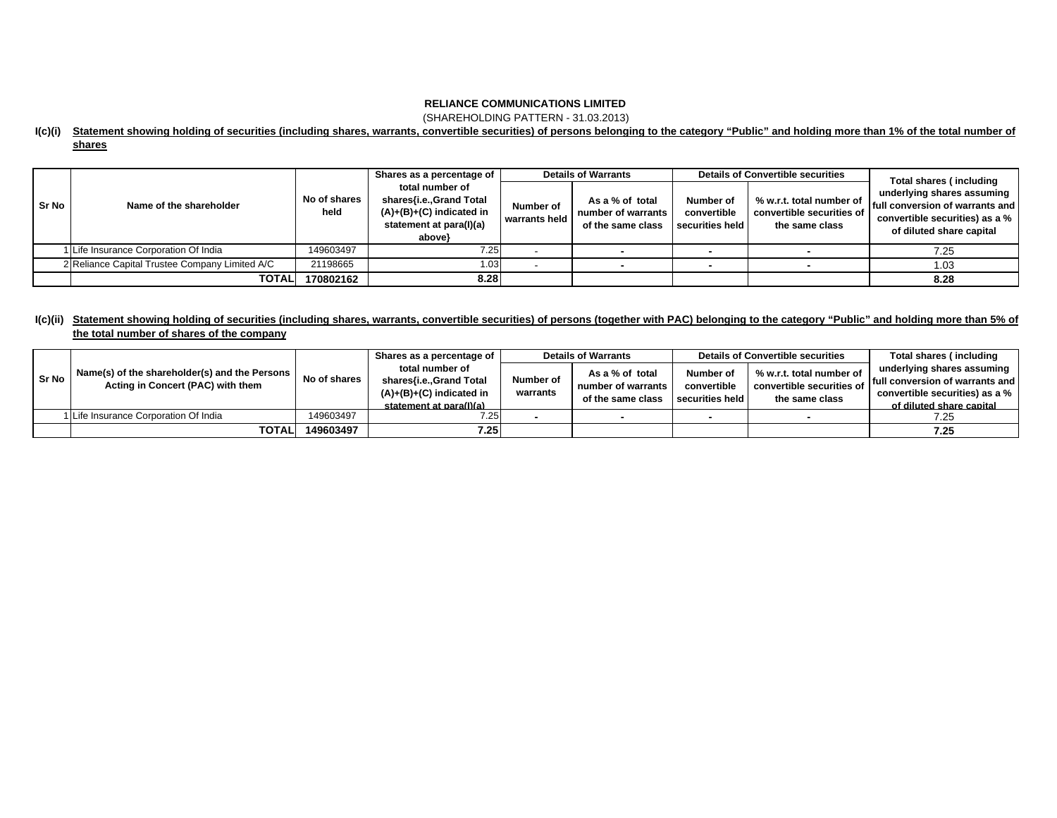**RELIANCE COMMUNICATIONS LIMITED**

(SHAREHOLDING PATTERN - 31.03.2013)

**I(c)(i) Statement showing holding of securities (including shares, warrants, convertible securities) of persons belonging to the category "Public" and holding more than 1% of the total number of shares**

| Sr No | Name of the shareholder | No of shares held | Shares as a percentage of total number of shares{i.e.,Grand Total (A)+(B)+(C) indicated in statement at para(I)(a) above} | Details of Warrants | | Details of Convertible securities | | Total shares ( including underlying shares assuming full conversion of warrants and convertible securities) as a % of diluted share capital |
|---|---|---|---|---|---|---|---|---|
| | | | | Number of warrants held | As a % of total number of warrants of the same class | Number of convertible securities held | % w.r.t. total number of convertible securities of the same class | |
| 1 | Life Insurance Corporation Of India | 149603497 | 7.25 | - | - | - | - | 7.25 |
| 2 | Reliance Capital Trustee Company Limited A/C | 21198665 | 1.03 | - | - | - | - | 1.03 |
| | **TOTAL** | **170802162** | **8.28** | | | | | **8.28** |

**I(c)(ii) Statement showing holding of securities (including shares, warrants, convertible securities) of persons (together with PAC) belonging to the category "Public" and holding more than 5% of the total number of shares of the company**

| Sr No | Name(s) of the shareholder(s) and the Persons Acting in Concert (PAC) with them | No of shares | Shares as a percentage of total number of shares{i.e.,Grand Total (A)+(B)+(C) indicated in statement at para(I)(a) | Details of Warrants | | Details of Convertible securities | | Total shares ( including underlying shares assuming full conversion of warrants and convertible securities) as a % of diluted share capital |
|---|---|---|---|---|---|---|---|---|
| | | | | Number of warrants | As a % of total number of warrants of the same class | Number of convertible securities held | % w.r.t. total number of convertible securities of the same class | |
| 1 | Life Insurance Corporation Of India | 149603497 | 7.25 | - | - | - | - | 7.25 |
| | **TOTAL** | **149603497** | **7.25** | | | | | **7.25** |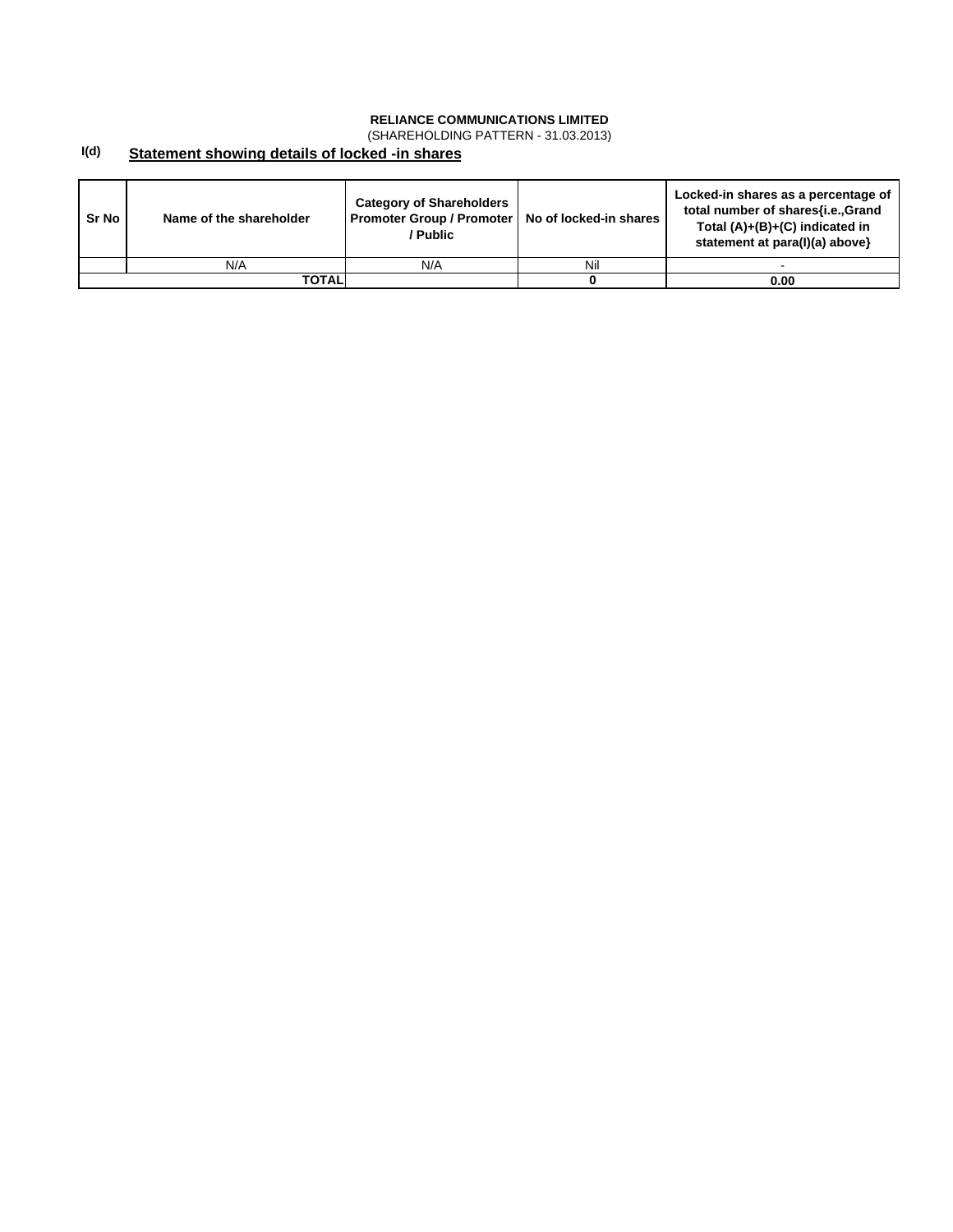**RELIANCE COMMUNICATIONS LIMITED**

(SHAREHOLDING PATTERN - 31.03.2013)

## I(d) Statement showing details of locked -in shares

| Sr No | Name of the shareholder | Category of Shareholders Promoter Group / Promoter / Public | No of locked-in shares | Locked-in shares as a percentage of total number of shares{i.e.,Grand Total (A)+(B)+(C) indicated in statement at para(I)(a) above} |
|---|---|---|---|---|
| | N/A | N/A | Nil | - |
| | **TOTAL** | | **0** | **0.00** |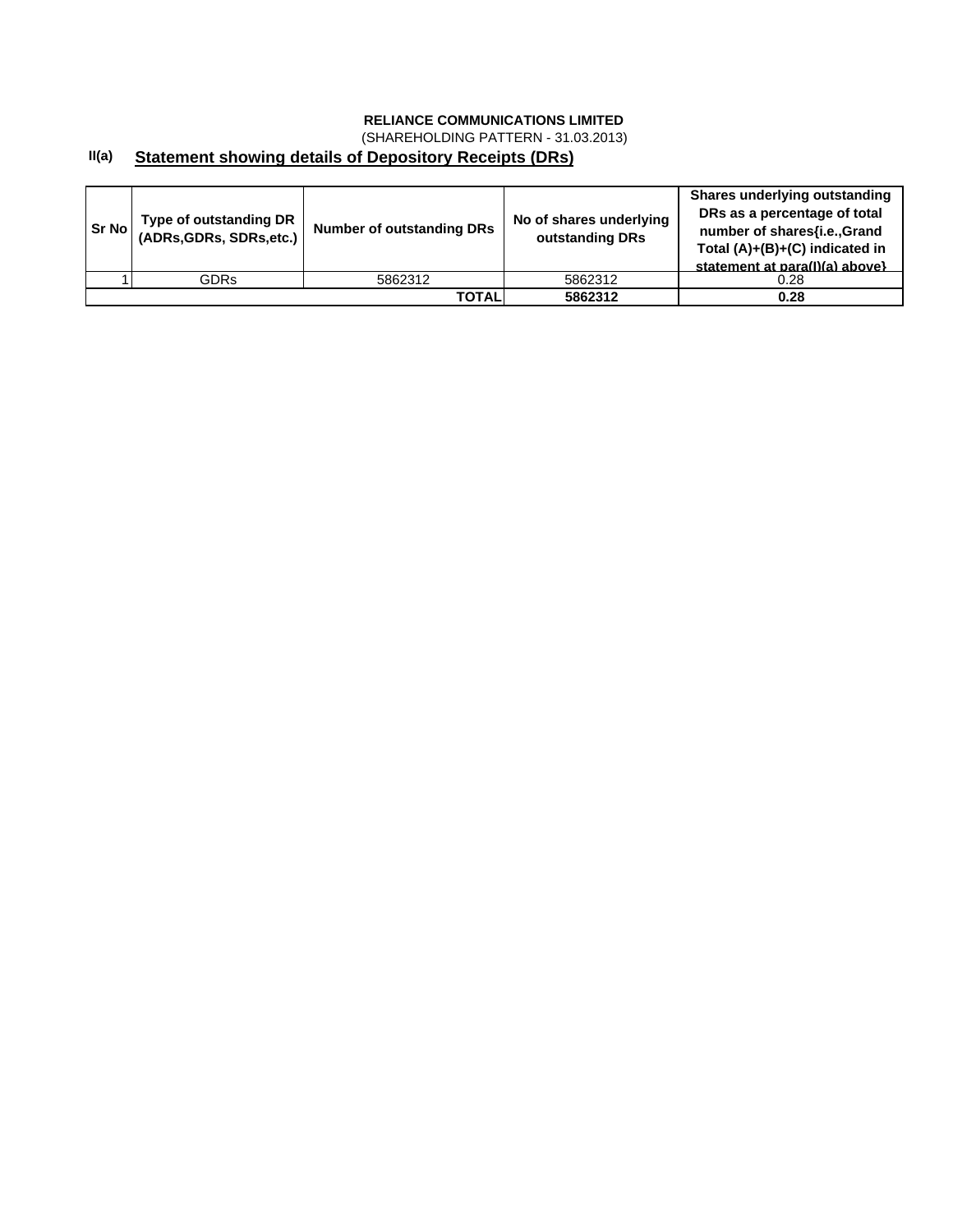**RELIANCE COMMUNICATIONS LIMITED**

(SHAREHOLDING PATTERN - 31.03.2013)

## II(a) Statement showing details of Depository Receipts (DRs)

| Sr No | Type of outstanding DR (ADRs,GDRs, SDRs,etc.) | Number of outstanding DRs | No of shares underlying outstanding DRs | Shares underlying outstanding DRs as a percentage of total number of shares{i.e.,Grand Total (A)+(B)+(C) indicated in statement at para(I)(a) above} |
|---|---|---|---|---|
| 1 | GDRs | 5862312 | 5862312 | 0.28 |
| | | **TOTAL** | **5862312** | **0.28** |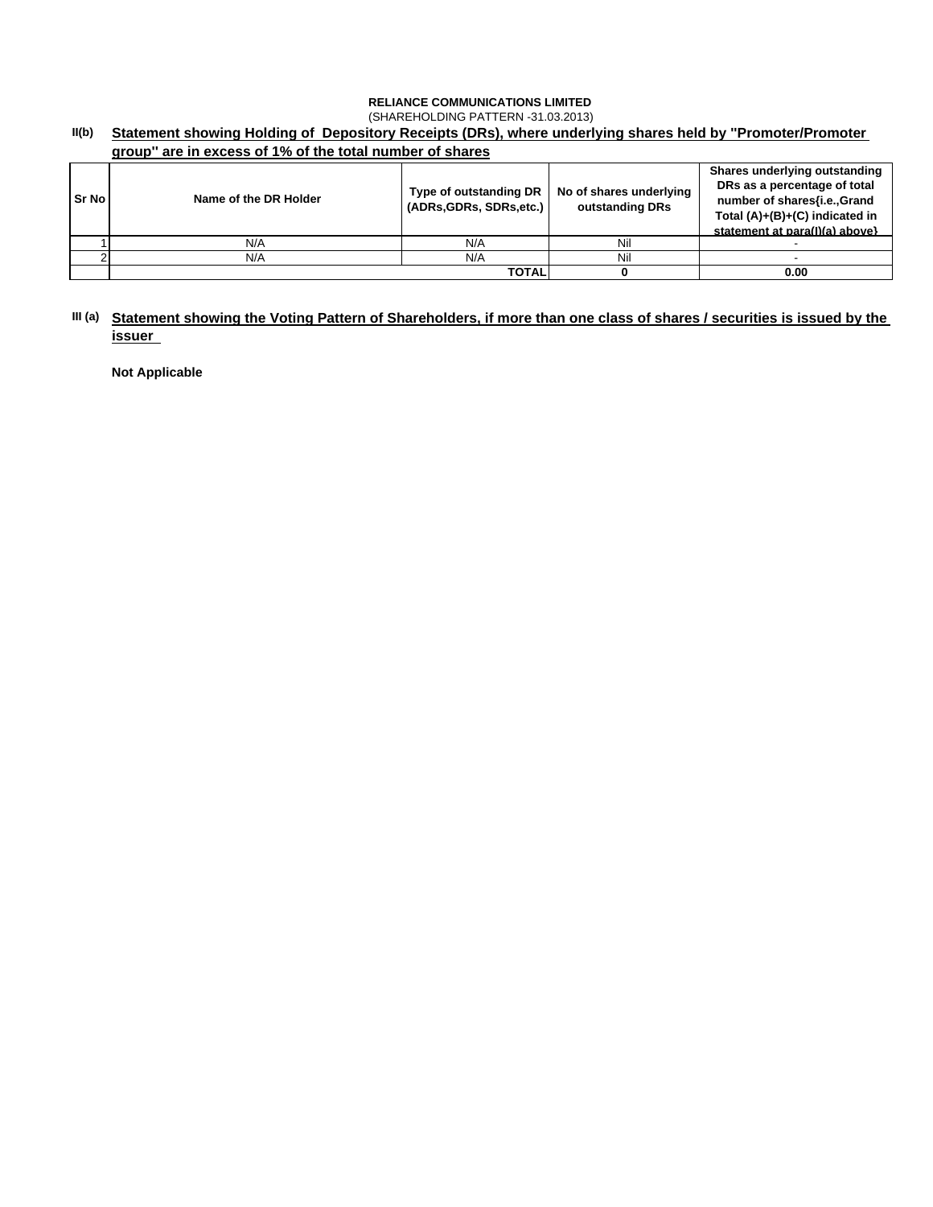**RELIANCE COMMUNICATIONS LIMITED**
(SHAREHOLDING PATTERN -31.03.2013)

## II(b) Statement showing Holding of Depository Receipts (DRs), where underlying shares held by "Promoter/Promoter group" are in excess of 1% of the total number of shares

| Sr No | Name of the DR Holder | Type of outstanding DR (ADRs,GDRs, SDRs,etc.) | No of shares underlying outstanding DRs | Shares underlying outstanding DRs as a percentage of total number of shares{i.e.,Grand Total (A)+(B)+(C) indicated in statement at para(I)(a) above} |
|---|---|---|---|---|
| 1 | N/A | N/A | Nil | - |
| 2 | N/A | N/A | Nil | - |
| | | **TOTAL** | **0** | **0.00** |

## III (a) Statement showing the Voting Pattern of Shareholders, if more than one class of shares / securities is issued by the issuer

**Not Applicable**